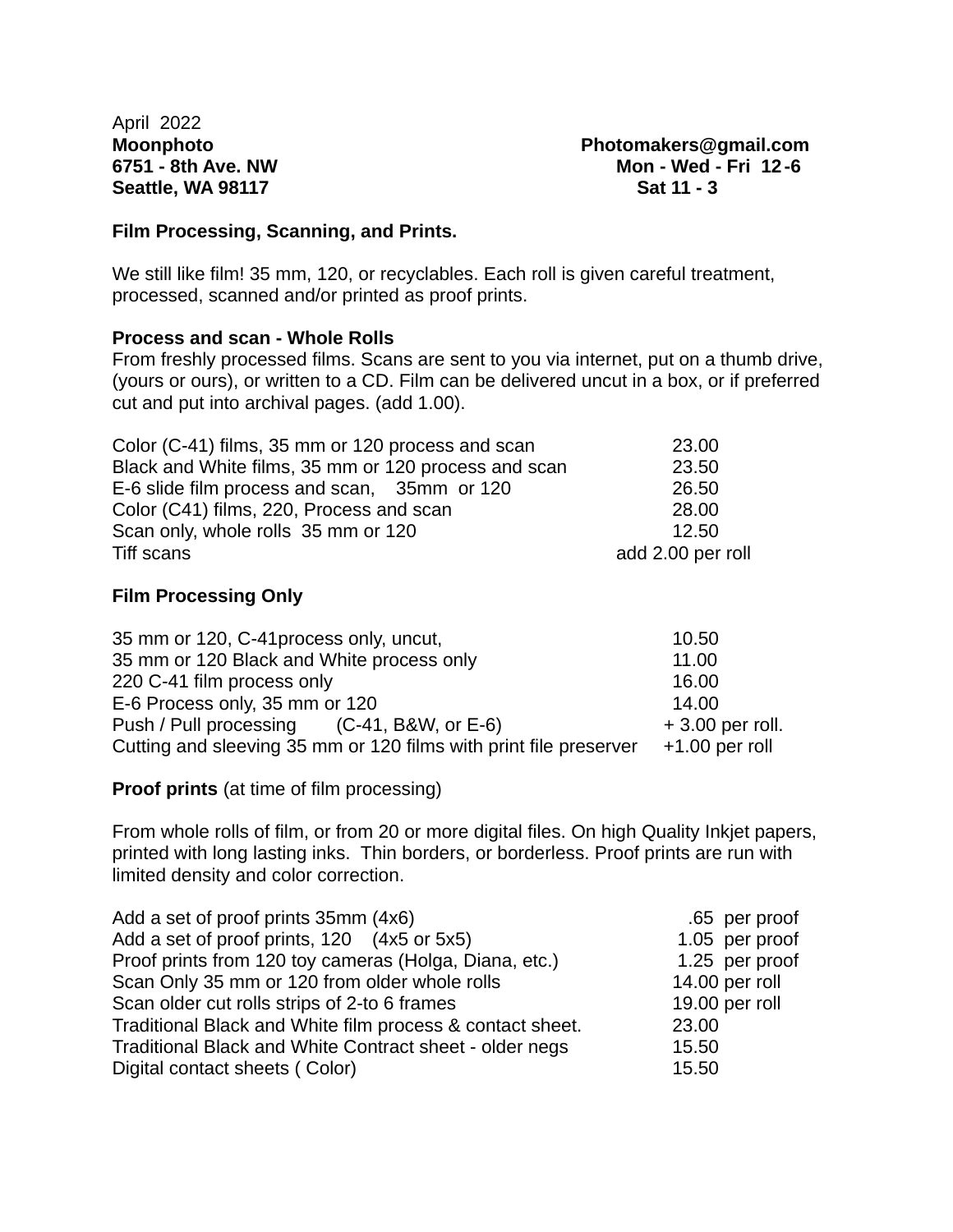April 2022

**Moonphoto** **Photomakers@gmail.com**
**6751 - 8th Ave. NW** **Mon - Wed - Fri 12-6**
**Seattle, WA 98117** **Sat 11 - 3**

**Film Processing, Scanning, and Prints.**

We still like film! 35 mm, 120, or recyclables. Each roll is given careful treatment, processed, scanned and/or printed as proof prints.

**Process and scan - Whole Rolls**
From freshly processed films. Scans are sent to you via internet, put on a thumb drive, (yours or ours), or written to a CD. Film can be delivered uncut in a box, or if preferred cut and put into archival pages. (add 1.00).

| | |
|---|---|
| Color (C-41) films, 35 mm or 120 process and scan | 23.00 |
| Black and White films, 35 mm or 120 process and scan | 23.50 |
| E-6 slide film process and scan, 35mm or 120 | 26.50 |
| Color (C41) films, 220, Process and scan | 28.00 |
| Scan only, whole rolls 35 mm or 120 | 12.50 |
| Tiff scans | add 2.00 per roll |

**Film Processing Only**

| | |
|---|---|
| 35 mm or 120, C-41process only, uncut, | 10.50 |
| 35 mm or 120 Black and White process only | 11.00 |
| 220 C-41 film process only | 16.00 |
| E-6 Process only, 35 mm or 120 | 14.00 |
| Push / Pull processing (C-41, B&W, or E-6) | + 3.00 per roll. |
| Cutting and sleeving 35 mm or 120 films with print file preserver | +1.00 per roll |

**Proof prints** (at time of film processing)

From whole rolls of film, or from 20 or more digital files. On high Quality Inkjet papers, printed with long lasting inks. Thin borders, or borderless. Proof prints are run with limited density and color correction.

| | |
|---|---|
| Add a set of proof prints 35mm (4x6) | .65 per proof |
| Add a set of proof prints, 120 (4x5 or 5x5) | 1.05 per proof |
| Proof prints from 120 toy cameras (Holga, Diana, etc.) | 1.25 per proof |
| Scan Only 35 mm or 120 from older whole rolls | 14.00 per roll |
| Scan older cut rolls strips of 2-to 6 frames | 19.00 per roll |
| Traditional Black and White film process & contact sheet. | 23.00 |
| Traditional Black and White Contract sheet - older negs | 15.50 |
| Digital contact sheets ( Color) | 15.50 |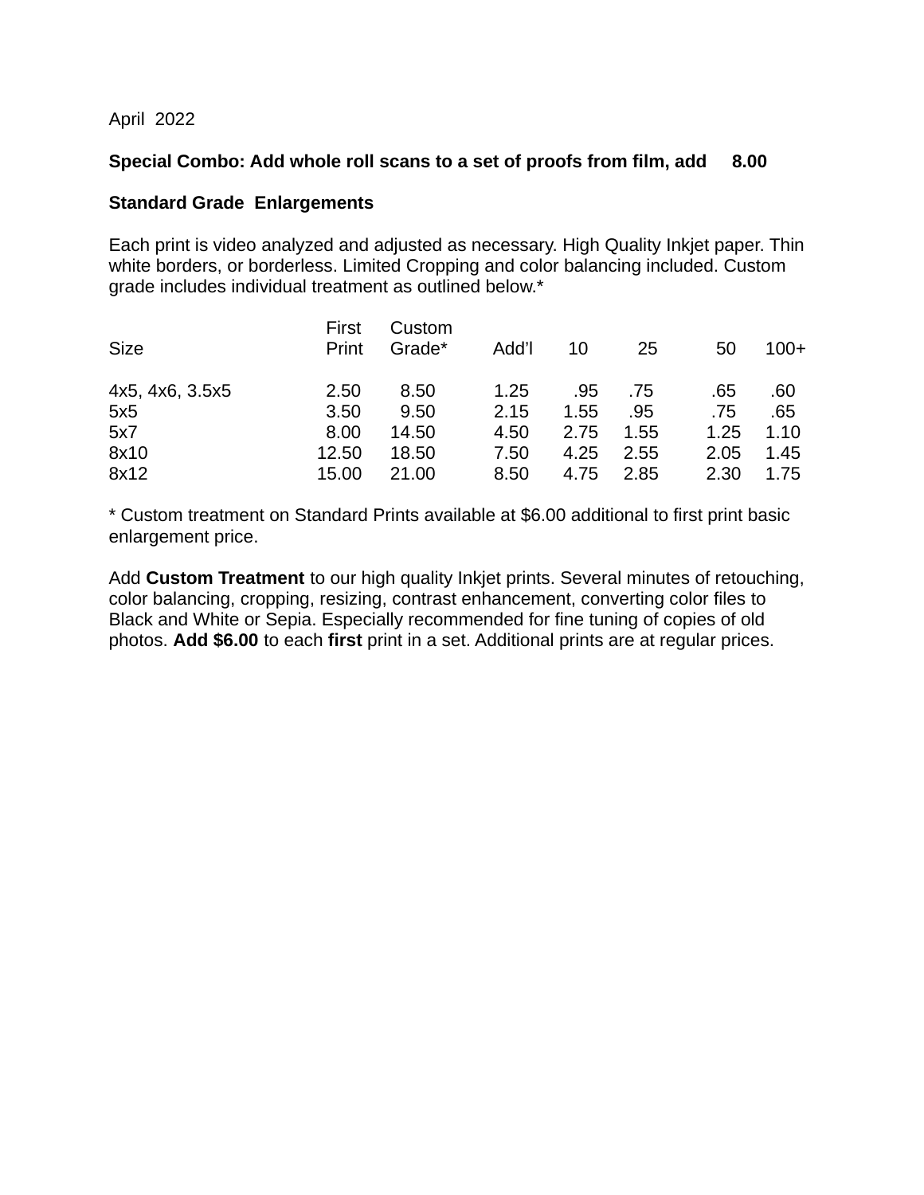April 2022

**Special Combo: Add whole roll scans to a set of proofs from film, add 8.00**

**Standard Grade Enlargements**

Each print is video analyzed and adjusted as necessary. High Quality Inkjet paper. Thin white borders, or borderless. Limited Cropping and color balancing included. Custom grade includes individual treatment as outlined below.*

| Size | First Print | Custom Grade* | Add'l | 10 | 25 | 50 | 100+ |
|---|---|---|---|---|---|---|---|
| 4x5, 4x6, 3.5x5 | 2.50 | 8.50 | 1.25 | .95 | .75 | .65 | .60 |
| 5x5 | 3.50 | 9.50 | 2.15 | 1.55 | .95 | .75 | .65 |
| 5x7 | 8.00 | 14.50 | 4.50 | 2.75 | 1.55 | 1.25 | 1.10 |
| 8x10 | 12.50 | 18.50 | 7.50 | 4.25 | 2.55 | 2.05 | 1.45 |
| 8x12 | 15.00 | 21.00 | 8.50 | 4.75 | 2.85 | 2.30 | 1.75 |

* Custom treatment on Standard Prints available at $6.00 additional to first print basic enlargement price.

Add **Custom Treatment** to our high quality Inkjet prints. Several minutes of retouching, color balancing, cropping, resizing, contrast enhancement, converting color files to Black and White or Sepia. Especially recommended for fine tuning of copies of old photos. **Add $6.00** to each **first** print in a set. Additional prints are at regular prices.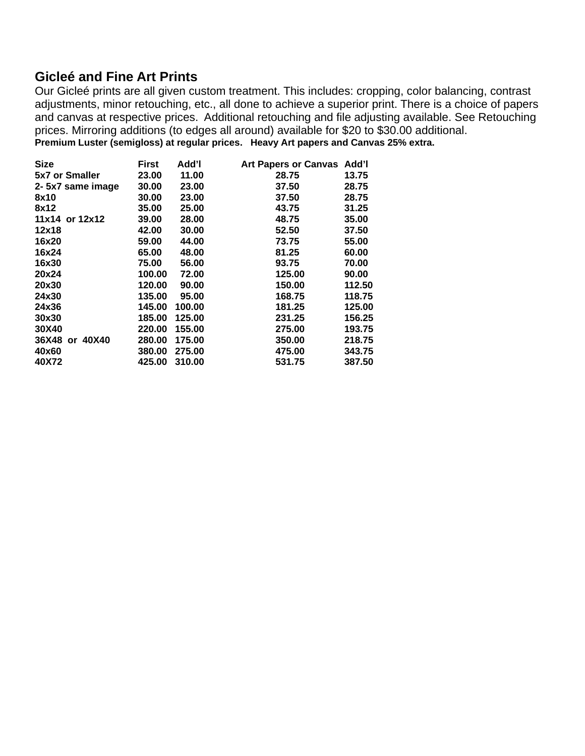## Gicleé and Fine Art Prints

Our Gicleé prints are all given custom treatment. This includes: cropping, color balancing, contrast adjustments, minor retouching, etc., all done to achieve a superior print. There is a choice of papers and canvas at respective prices. Additional retouching and file adjusting available. See Retouching prices. Mirroring additions (to edges all around) available for $20 to $30.00 additional.

**Premium Luster (semigloss) at regular prices. Heavy Art papers and Canvas 25% extra.**

| Size | First | Add'l | Art Papers or Canvas | Add'l |
|---|---|---|---|---|
| 5x7 or Smaller | 23.00 | 11.00 | 28.75 | 13.75 |
| 2- 5x7 same image | 30.00 | 23.00 | 37.50 | 28.75 |
| 8x10 | 30.00 | 23.00 | 37.50 | 28.75 |
| 8x12 | 35.00 | 25.00 | 43.75 | 31.25 |
| 11x14 or 12x12 | 39.00 | 28.00 | 48.75 | 35.00 |
| 12x18 | 42.00 | 30.00 | 52.50 | 37.50 |
| 16x20 | 59.00 | 44.00 | 73.75 | 55.00 |
| 16x24 | 65.00 | 48.00 | 81.25 | 60.00 |
| 16x30 | 75.00 | 56.00 | 93.75 | 70.00 |
| 20x24 | 100.00 | 72.00 | 125.00 | 90.00 |
| 20x30 | 120.00 | 90.00 | 150.00 | 112.50 |
| 24x30 | 135.00 | 95.00 | 168.75 | 118.75 |
| 24x36 | 145.00 | 100.00 | 181.25 | 125.00 |
| 30x30 | 185.00 | 125.00 | 231.25 | 156.25 |
| 30X40 | 220.00 | 155.00 | 275.00 | 193.75 |
| 36X48 or 40X40 | 280.00 | 175.00 | 350.00 | 218.75 |
| 40x60 | 380.00 | 275.00 | 475.00 | 343.75 |
| 40X72 | 425.00 | 310.00 | 531.75 | 387.50 |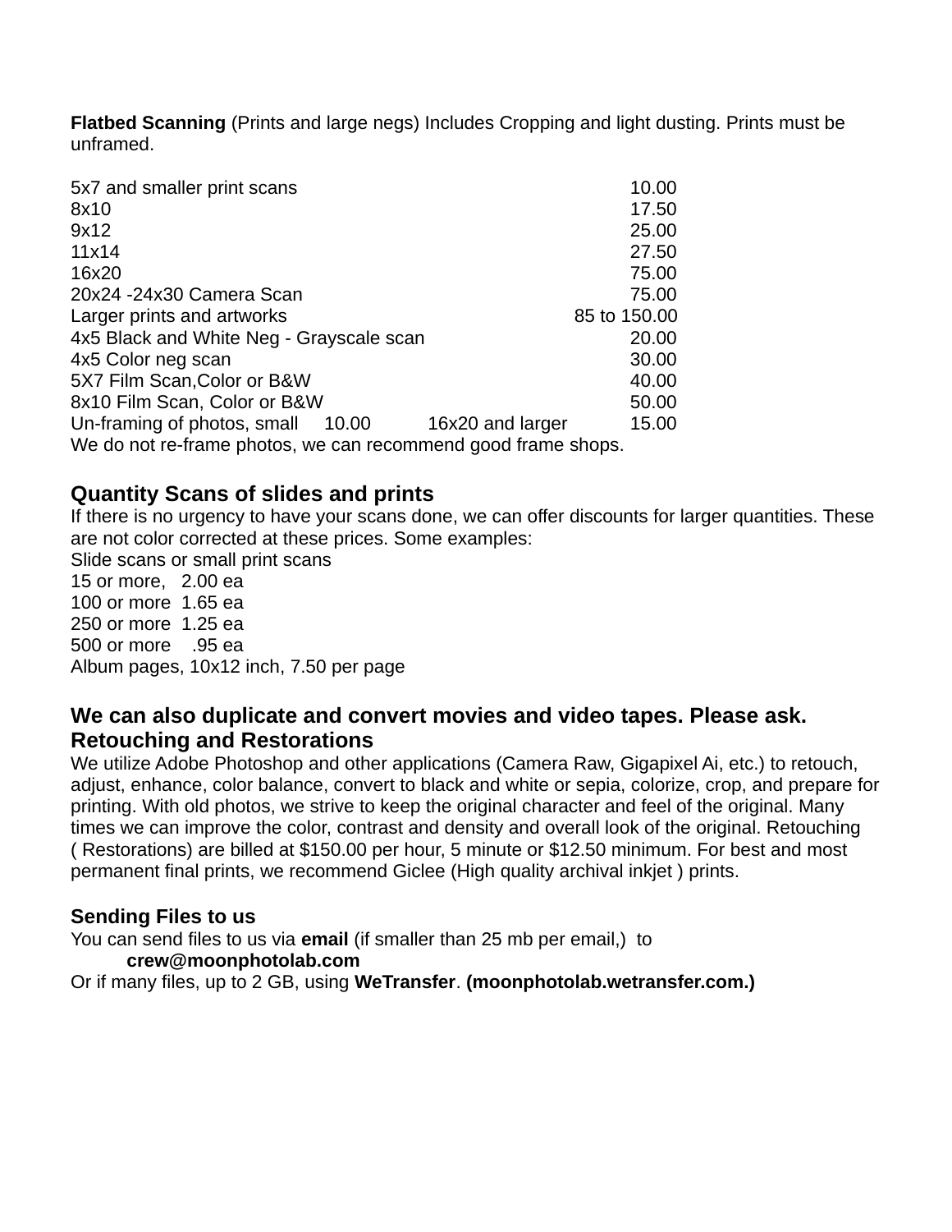**Flatbed Scanning** (Prints and large negs) Includes Cropping and light dusting. Prints must be unframed.

| | |
|---|---|
| 5x7 and smaller print scans | 10.00 |
| 8x10 | 17.50 |
| 9x12 | 25.00 |
| 11x14 | 27.50 |
| 16x20 | 75.00 |
| 20x24 -24x30 Camera Scan | 75.00 |
| Larger prints and artworks | 85 to 150.00 |
| 4x5 Black and White Neg - Grayscale scan | 20.00 |
| 4x5 Color neg scan | 30.00 |
| 5X7 Film Scan,Color or B&W | 40.00 |
| 8x10 Film Scan, Color or B&W | 50.00 |
| Un-framing of photos, small 10.00 16x20 and larger | 15.00 |

We do not re-frame photos, we can recommend good frame shops.

## Quantity Scans of slides and prints

If there is no urgency to have your scans done, we can offer discounts for larger quantities. These are not color corrected at these prices. Some examples:

Slide scans or small print scans
15 or more, 2.00 ea
100 or more 1.65 ea
250 or more 1.25 ea
500 or more .95 ea
Album pages, 10x12 inch, 7.50 per page

## We can also duplicate and convert movies and video tapes. Please ask.

## Retouching and Restorations

We utilize Adobe Photoshop and other applications (Camera Raw, Gigapixel Ai, etc.) to retouch, adjust, enhance, color balance, convert to black and white or sepia, colorize, crop, and prepare for printing. With old photos, we strive to keep the original character and feel of the original. Many times we can improve the color, contrast and density and overall look of the original. Retouching ( Restorations) are billed at $150.00 per hour, 5 minute or $12.50 minimum. For best and most permanent final prints, we recommend Giclee (High quality archival inkjet ) prints.

### Sending Files to us

You can send files to us via **email** (if smaller than 25 mb per email,) to
**crew@moonphotolab.com**
Or if many files, up to 2 GB, using **WeTransfer**. **(moonphotolab.wetransfer.com.)**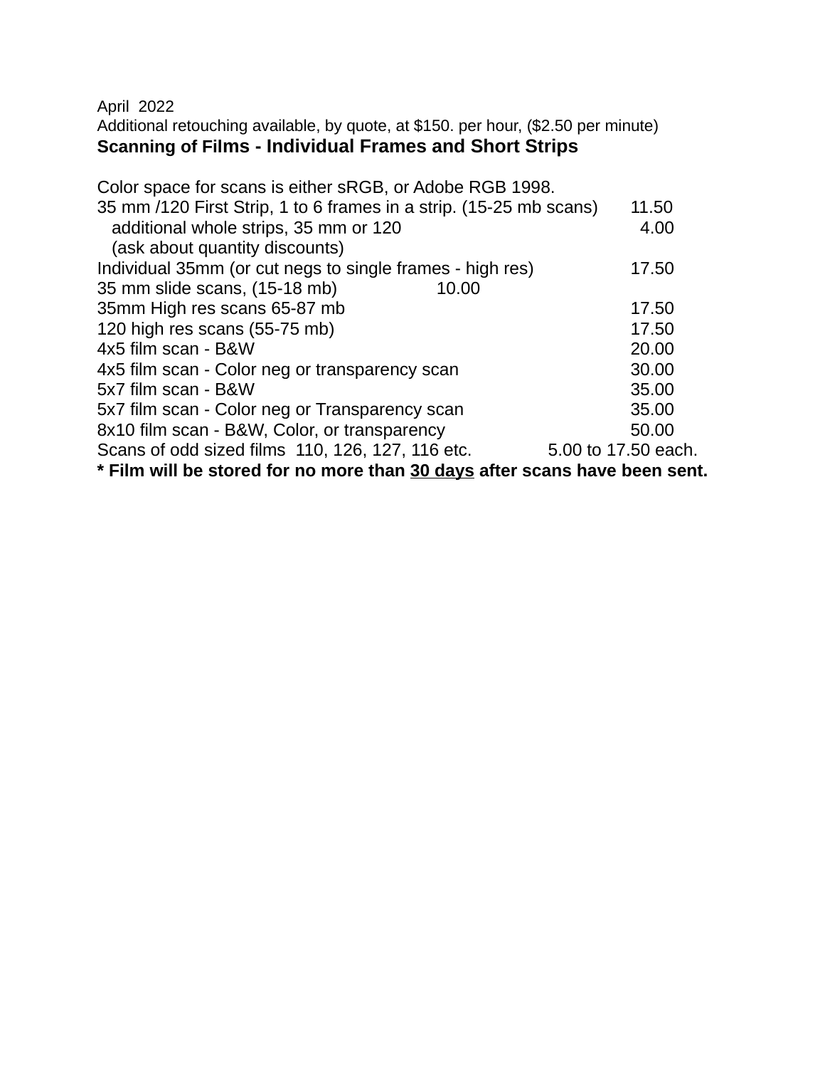April 2022

Additional retouching available, by quote, at $150. per hour, ($2.50 per minute)

**Scanning of Films - Individual Frames and Short Strips**

Color space for scans is either sRGB, or Adobe RGB 1998.

| | |
|---|---|
| 35 mm /120 First Strip, 1 to 6 frames in a strip. (15-25 mb scans) | 11.50 |
| additional whole strips, 35 mm or 120 | 4.00 |
| (ask about quantity discounts) | |
| Individual 35mm (or cut negs to single frames - high res) | 17.50 |
| 35 mm slide scans, (15-18 mb) | 10.00 |
| 35mm High res scans 65-87 mb | 17.50 |
| 120 high res scans (55-75 mb) | 17.50 |
| 4x5 film scan - B&W | 20.00 |
| 4x5 film scan - Color neg or transparency scan | 30.00 |
| 5x7 film scan - B&W | 35.00 |
| 5x7 film scan - Color neg or Transparency scan | 35.00 |
| 8x10 film scan - B&W, Color, or transparency | 50.00 |
| Scans of odd sized films 110, 126, 127, 116 etc. | 5.00 to 17.50 each. |

**\* Film will be stored for no more than <u>30 days</u> after scans have been sent.**